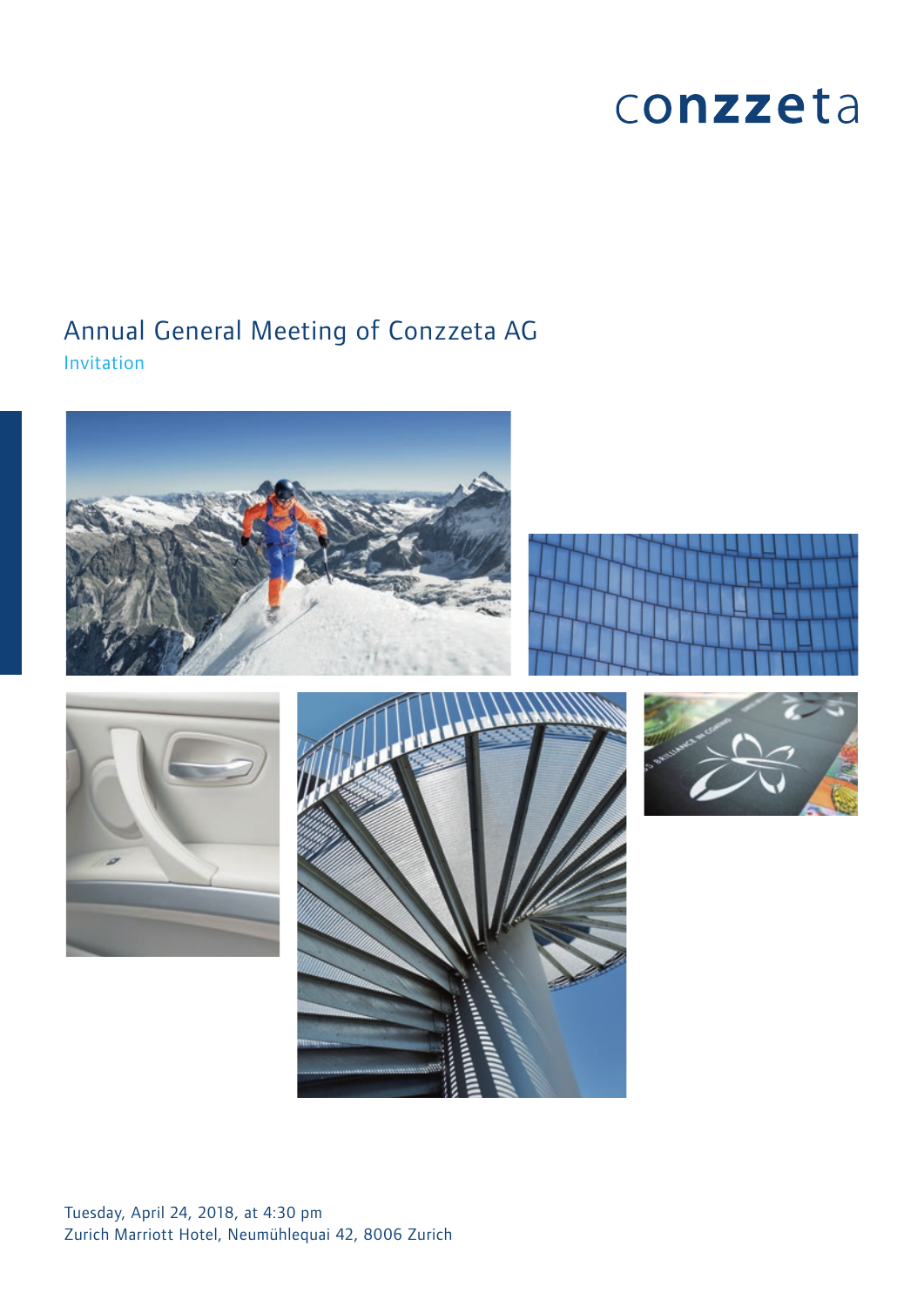conzzeta

# Annual General Meeting of Conzzeta AG

Invitation

Tuesday, April 24, 2018, at 4:30 pm
Zurich Marriott Hotel, Neumühlequai 42, 8006 Zurich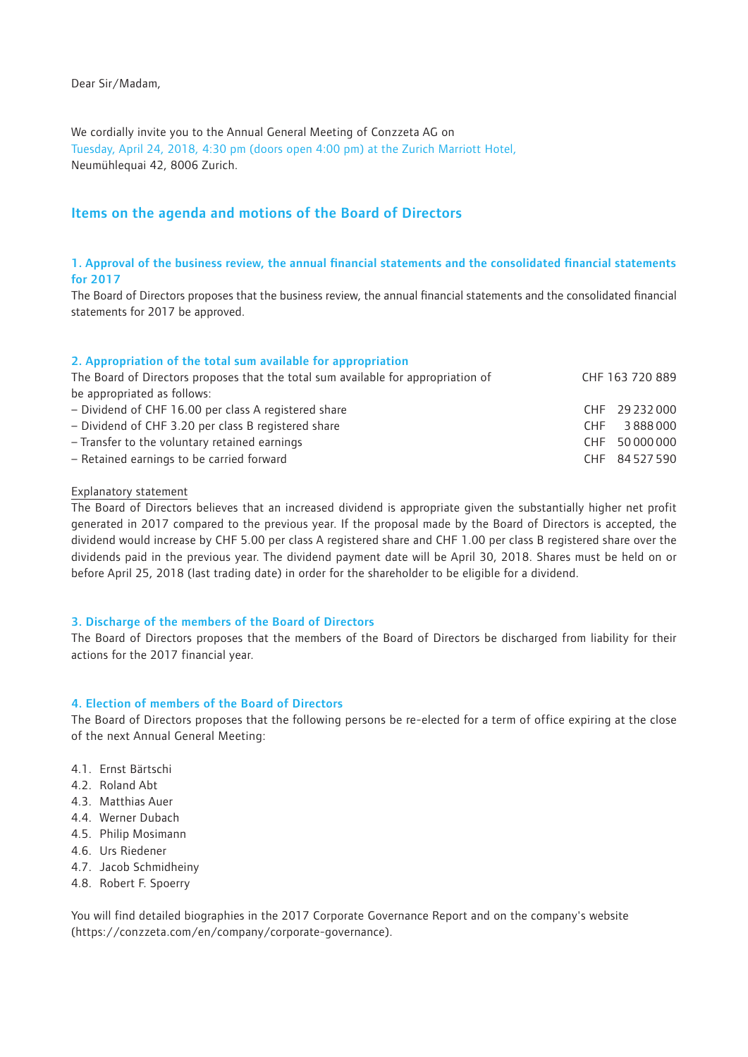Dear Sir/Madam,

We cordially invite you to the Annual General Meeting of Conzzeta AG on
Tuesday, April 24, 2018, 4:30 pm (doors open 4:00 pm) at the Zurich Marriott Hotel,
Neumühlequai 42, 8006 Zurich.

## Items on the agenda and motions of the Board of Directors

### 1. Approval of the business review, the annual financial statements and the consolidated financial statements for 2017

The Board of Directors proposes that the business review, the annual financial statements and the consolidated financial statements for 2017 be approved.

### 2. Appropriation of the total sum available for appropriation

| | |
|---|---|
| The Board of Directors proposes that the total sum available for appropriation of be appropriated as follows: | CHF 163 720 889 |
| – Dividend of CHF 16.00 per class A registered share | CHF 29 232 000 |
| – Dividend of CHF 3.20 per class B registered share | CHF 3 888 000 |
| – Transfer to the voluntary retained earnings | CHF 50 000 000 |
| – Retained earnings to be carried forward | CHF 84 527 590 |

Explanatory statement

The Board of Directors believes that an increased dividend is appropriate given the substantially higher net profit generated in 2017 compared to the previous year. If the proposal made by the Board of Directors is accepted, the dividend would increase by CHF 5.00 per class A registered share and CHF 1.00 per class B registered share over the dividends paid in the previous year. The dividend payment date will be April 30, 2018. Shares must be held on or before April 25, 2018 (last trading date) in order for the shareholder to be eligible for a dividend.

### 3. Discharge of the members of the Board of Directors

The Board of Directors proposes that the members of the Board of Directors be discharged from liability for their actions for the 2017 financial year.

### 4. Election of members of the Board of Directors

The Board of Directors proposes that the following persons be re-elected for a term of office expiring at the close of the next Annual General Meeting:

4.1. Ernst Bärtschi
4.2. Roland Abt
4.3. Matthias Auer
4.4. Werner Dubach
4.5. Philip Mosimann
4.6. Urs Riedener
4.7. Jacob Schmidheiny
4.8. Robert F. Spoerry

You will find detailed biographies in the 2017 Corporate Governance Report and on the company's website (https://conzzeta.com/en/company/corporate-governance).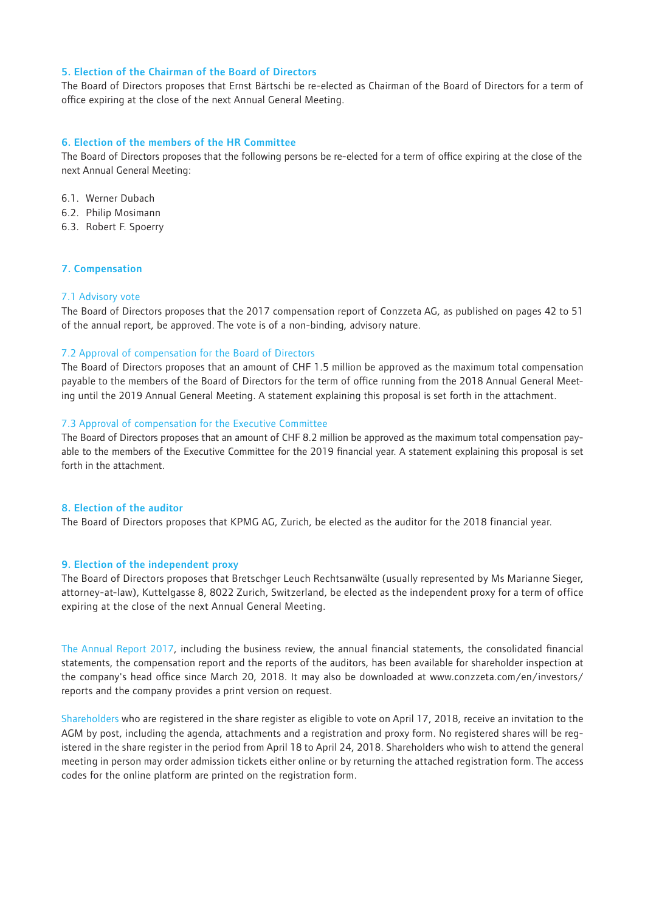## 5. Election of the Chairman of the Board of Directors

The Board of Directors proposes that Ernst Bärtschi be re-elected as Chairman of the Board of Directors for a term of office expiring at the close of the next Annual General Meeting.

## 6. Election of the members of the HR Committee

The Board of Directors proposes that the following persons be re-elected for a term of office expiring at the close of the next Annual General Meeting:

6.1. Werner Dubach
6.2. Philip Mosimann
6.3. Robert F. Spoerry

## 7. Compensation

### 7.1 Advisory vote

The Board of Directors proposes that the 2017 compensation report of Conzzeta AG, as published on pages 42 to 51 of the annual report, be approved. The vote is of a non-binding, advisory nature.

### 7.2 Approval of compensation for the Board of Directors

The Board of Directors proposes that an amount of CHF 1.5 million be approved as the maximum total compensation payable to the members of the Board of Directors for the term of office running from the 2018 Annual General Meeting until the 2019 Annual General Meeting. A statement explaining this proposal is set forth in the attachment.

### 7.3 Approval of compensation for the Executive Committee

The Board of Directors proposes that an amount of CHF 8.2 million be approved as the maximum total compensation payable to the members of the Executive Committee for the 2019 financial year. A statement explaining this proposal is set forth in the attachment.

## 8. Election of the auditor

The Board of Directors proposes that KPMG AG, Zurich, be elected as the auditor for the 2018 financial year.

## 9. Election of the independent proxy

The Board of Directors proposes that Bretschger Leuch Rechtsanwälte (usually represented by Ms Marianne Sieger, attorney-at-law), Kuttelgasse 8, 8022 Zurich, Switzerland, be elected as the independent proxy for a term of office expiring at the close of the next Annual General Meeting.

The Annual Report 2017, including the business review, the annual financial statements, the consolidated financial statements, the compensation report and the reports of the auditors, has been available for shareholder inspection at the company's head office since March 20, 2018. It may also be downloaded at www.conzzeta.com/en/investors/reports and the company provides a print version on request.

Shareholders who are registered in the share register as eligible to vote on April 17, 2018, receive an invitation to the AGM by post, including the agenda, attachments and a registration and proxy form. No registered shares will be registered in the share register in the period from April 18 to April 24, 2018. Shareholders who wish to attend the general meeting in person may order admission tickets either online or by returning the attached registration form. The access codes for the online platform are printed on the registration form.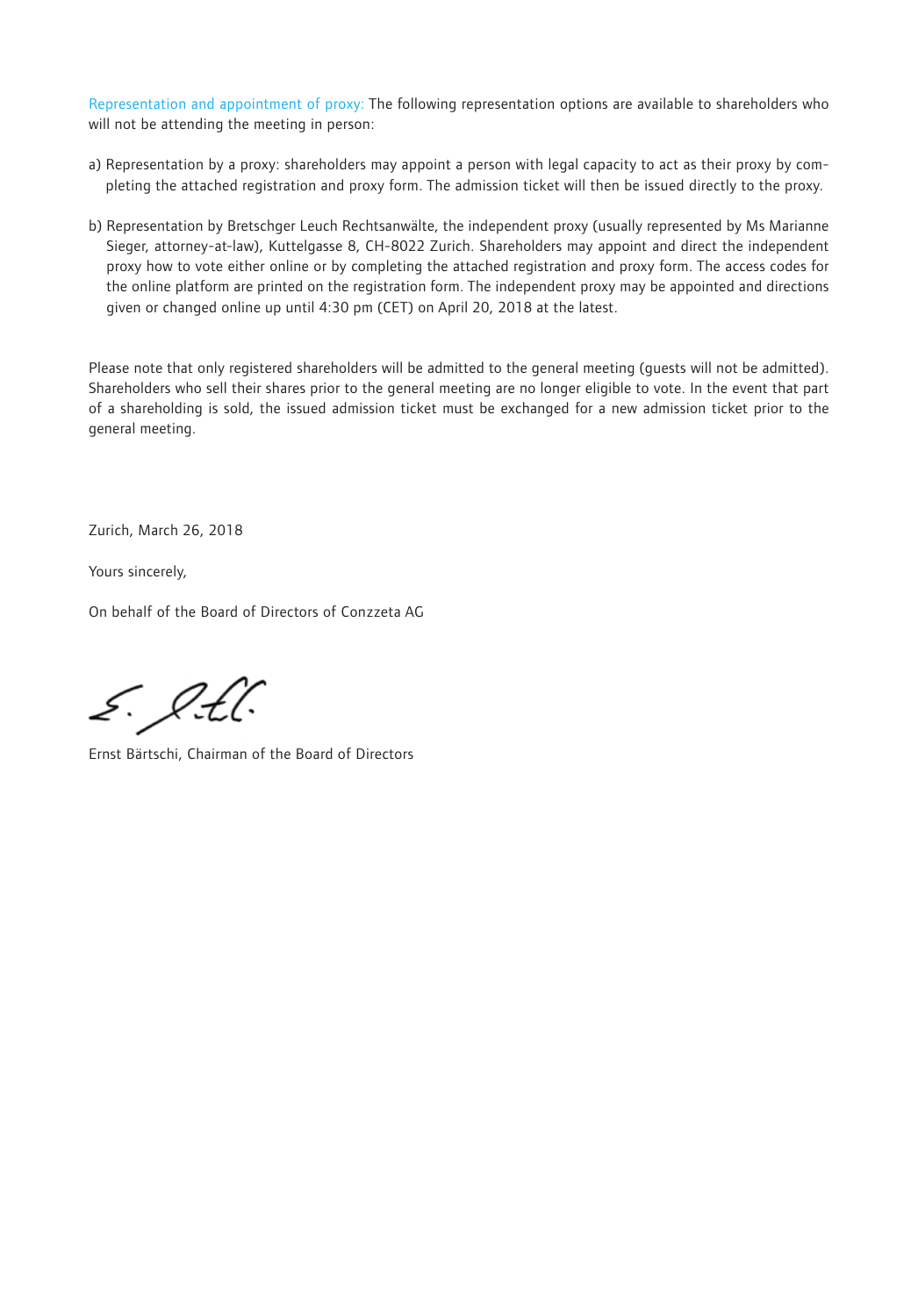Representation and appointment of proxy: The following representation options are available to shareholders who will not be attending the meeting in person:

a) Representation by a proxy: shareholders may appoint a person with legal capacity to act as their proxy by completing the attached registration and proxy form. The admission ticket will then be issued directly to the proxy.

b) Representation by Bretschger Leuch Rechtsanwälte, the independent proxy (usually represented by Ms Marianne Sieger, attorney-at-law), Kuttelgasse 8, CH-8022 Zurich. Shareholders may appoint and direct the independent proxy how to vote either online or by completing the attached registration and proxy form. The access codes for the online platform are printed on the registration form. The independent proxy may be appointed and directions given or changed online up until 4:30 pm (CET) on April 20, 2018 at the latest.

Please note that only registered shareholders will be admitted to the general meeting (guests will not be admitted). Shareholders who sell their shares prior to the general meeting are no longer eligible to vote. In the event that part of a shareholding is sold, the issued admission ticket must be exchanged for a new admission ticket prior to the general meeting.

Zurich, March 26, 2018

Yours sincerely,

On behalf of the Board of Directors of Conzzeta AG

Ernst Bärtschi, Chairman of the Board of Directors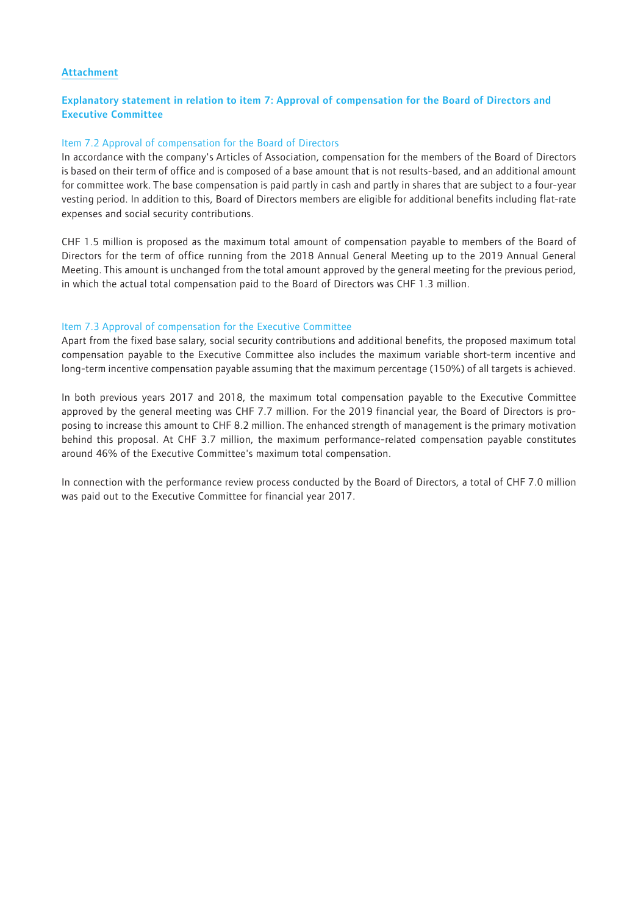Attachment

## Explanatory statement in relation to item 7: Approval of compensation for the Board of Directors and Executive Committee

### Item 7.2 Approval of compensation for the Board of Directors

In accordance with the company's Articles of Association, compensation for the members of the Board of Directors is based on their term of office and is composed of a base amount that is not results-based, and an additional amount for committee work. The base compensation is paid partly in cash and partly in shares that are subject to a four-year vesting period. In addition to this, Board of Directors members are eligible for additional benefits including flat-rate expenses and social security contributions.

CHF 1.5 million is proposed as the maximum total amount of compensation payable to members of the Board of Directors for the term of office running from the 2018 Annual General Meeting up to the 2019 Annual General Meeting. This amount is unchanged from the total amount approved by the general meeting for the previous period, in which the actual total compensation paid to the Board of Directors was CHF 1.3 million.

### Item 7.3 Approval of compensation for the Executive Committee

Apart from the fixed base salary, social security contributions and additional benefits, the proposed maximum total compensation payable to the Executive Committee also includes the maximum variable short-term incentive and long-term incentive compensation payable assuming that the maximum percentage (150%) of all targets is achieved.

In both previous years 2017 and 2018, the maximum total compensation payable to the Executive Committee approved by the general meeting was CHF 7.7 million. For the 2019 financial year, the Board of Directors is proposing to increase this amount to CHF 8.2 million. The enhanced strength of management is the primary motivation behind this proposal. At CHF 3.7 million, the maximum performance-related compensation payable constitutes around 46% of the Executive Committee's maximum total compensation.

In connection with the performance review process conducted by the Board of Directors, a total of CHF 7.0 million was paid out to the Executive Committee for financial year 2017.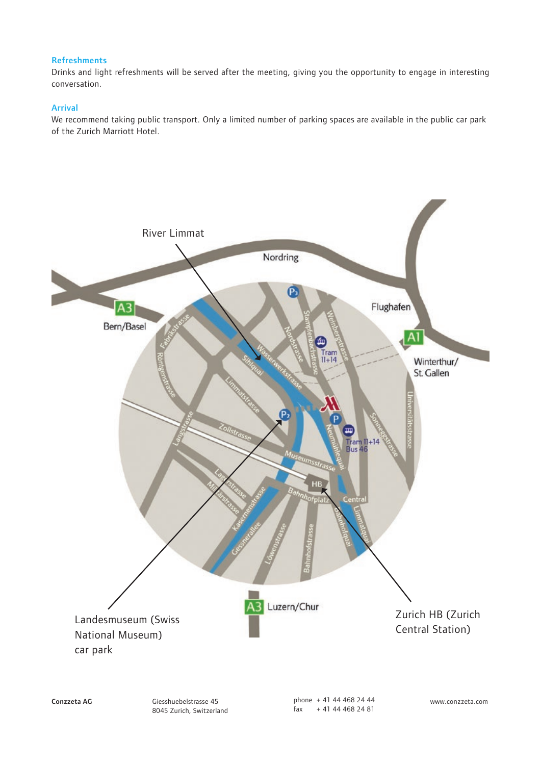### Refreshments

Drinks and light refreshments will be served after the meeting, giving you the opportunity to engage in interesting conversation.

### Arrival

We recommend taking public transport. Only a limited number of parking spaces are available in the public car park of the Zurich Marriott Hotel.

River Limmat

Nordring

A3

Bern/Basel

Flughafen

A1

Winterthur/
St. Gallen

P3

Tram 11+14

Tram 11+14
Bus 46

P2

P

HB

Central

A3 Luzern/Chur

Landesmuseum (Swiss National Museum) car park

Zurich HB (Zurich Central Station)

Fabrikstrasse
Röntgenstrasse
Wasserwerkstrasse
Sihlquai
Nordstrasse
Stampfenbachstrasse
Weinbergstrasse
Limmatstrasse
Zollstrasse
Langstrasse
Museumsstrasse
Neumühlequai
Sonneggstrasse
Universitätstrasse
Lagerstrasse
Militärstrasse
Kasernenstrasse
Gessnerallee
Löwenstrasse
Bahnhofstrasse
Bahnhofplatz
Bahnhofquai
Limmatquai

**Conzzeta AG** Giesshuebelstrasse 45 8045 Zurich, Switzerland phone + 41 44 468 24 44 fax + 41 44 468 24 81 www.conzzeta.com